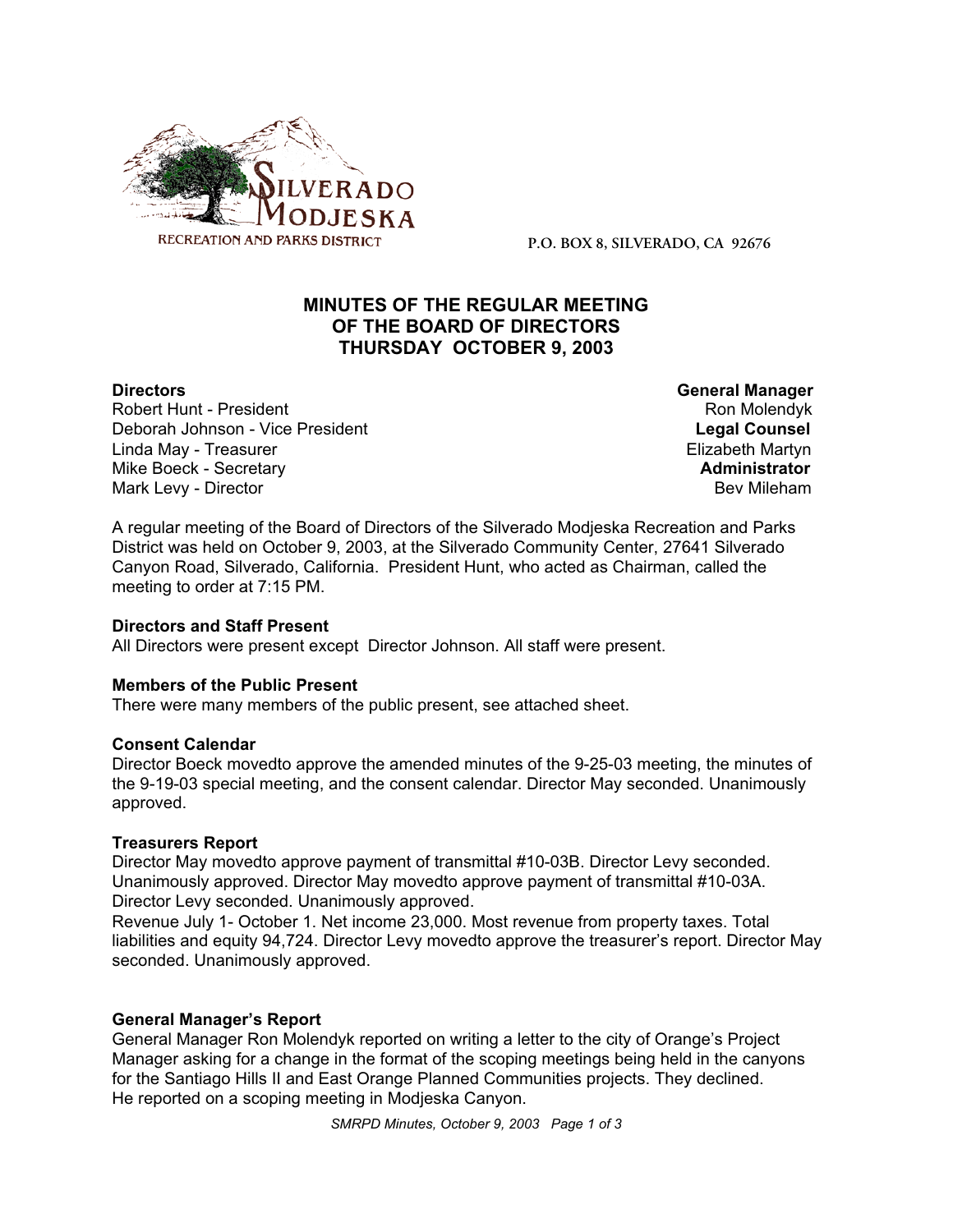SILVERADO MODJESKA
RECREATION AND PARKS DISTRICT

P.O. BOX 8, SILVERADO, CA 92676

# MINUTES OF THE REGULAR MEETING OF THE BOARD OF DIRECTORS THURSDAY OCTOBER 9, 2003

**Directors**
Robert Hunt - President
Deborah Johnson - Vice President
Linda May - Treasurer
Mike Boeck - Secretary
Mark Levy - Director

**General Manager**
Ron Molendyk
**Legal Counsel**
Elizabeth Martyn
**Administrator**
Bev Mileham

A regular meeting of the Board of Directors of the Silverado Modjeska Recreation and Parks District was held on October 9, 2003, at the Silverado Community Center, 27641 Silverado Canyon Road, Silverado, California. President Hunt, who acted as Chairman, called the meeting to order at 7:15 PM.

**Directors and Staff Present**
All Directors were present except Director Johnson. All staff were present.

**Members of the Public Present**
There were many members of the public present, see attached sheet.

**Consent Calendar**
Director Boeck movedto approve the amended minutes of the 9-25-03 meeting, the minutes of the 9-19-03 special meeting, and the consent calendar. Director May seconded. Unanimously approved.

**Treasurers Report**
Director May movedto approve payment of transmittal #10-03B. Director Levy seconded. Unanimously approved. Director May movedto approve payment of transmittal #10-03A. Director Levy seconded. Unanimously approved.
Revenue July 1- October 1. Net income 23,000. Most revenue from property taxes. Total liabilities and equity 94,724. Director Levy movedto approve the treasurer's report. Director May seconded. Unanimously approved.

**General Manager's Report**
General Manager Ron Molendyk reported on writing a letter to the city of Orange's Project Manager asking for a change in the format of the scoping meetings being held in the canyons for the Santiago Hills II and East Orange Planned Communities projects. They declined.
He reported on a scoping meeting in Modjeska Canyon.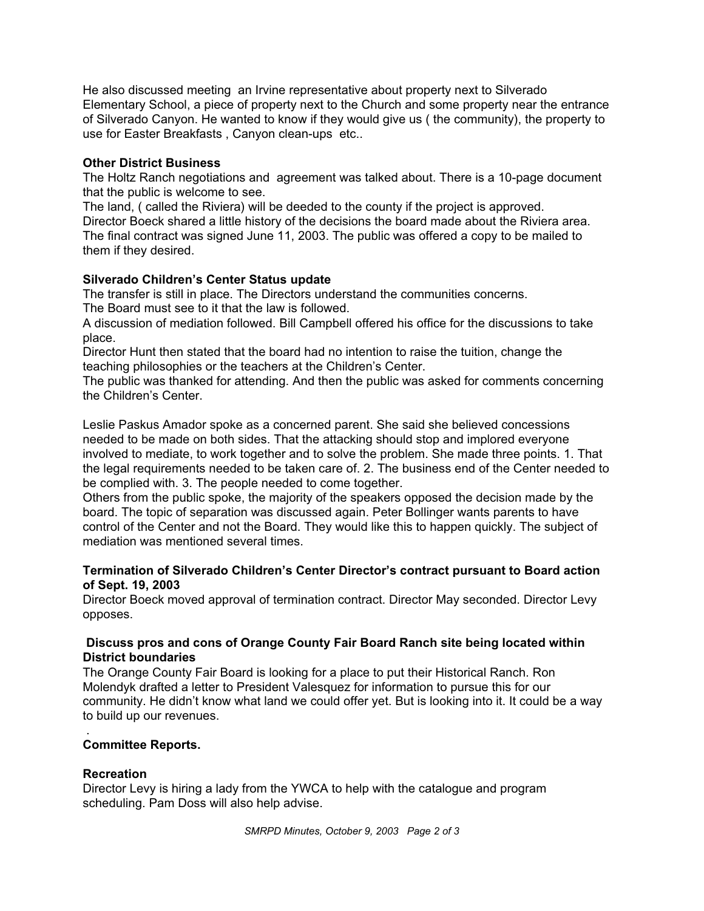He also discussed meeting  an Irvine representative about property next to Silverado Elementary School, a piece of property next to the Church and some property near the entrance of Silverado Canyon. He wanted to know if they would give us ( the community), the property to use for Easter Breakfasts , Canyon clean-ups  etc..

**Other District Business**

The Holtz Ranch negotiations and  agreement was talked about. There is a 10-page document that the public is welcome to see.

The land, ( called the Riviera) will be deeded to the county if the project is approved.

Director Boeck shared a little history of the decisions the board made about the Riviera area. The final contract was signed June 11, 2003. The public was offered a copy to be mailed to them if they desired.

**Silverado Children's Center Status update**

The transfer is still in place. The Directors understand the communities concerns.

The Board must see to it that the law is followed.

A discussion of mediation followed. Bill Campbell offered his office for the discussions to take place.

Director Hunt then stated that the board had no intention to raise the tuition, change the teaching philosophies or the teachers at the Children's Center.

The public was thanked for attending. And then the public was asked for comments concerning the Children's Center.

Leslie Paskus Amador spoke as a concerned parent. She said she believed concessions needed to be made on both sides. That the attacking should stop and implored everyone involved to mediate, to work together and to solve the problem. She made three points. 1. That the legal requirements needed to be taken care of. 2. The business end of the Center needed to be complied with. 3. The people needed to come together.

Others from the public spoke, the majority of the speakers opposed the decision made by the board. The topic of separation was discussed again. Peter Bollinger wants parents to have control of the Center and not the Board. They would like this to happen quickly. The subject of mediation was mentioned several times.

**Termination of Silverado Children's Center Director's contract pursuant to Board action of Sept. 19, 2003**

Director Boeck moved approval of termination contract. Director May seconded. Director Levy opposes.

**Discuss pros and cons of Orange County Fair Board Ranch site being located within District boundaries**

The Orange County Fair Board is looking for a place to put their Historical Ranch. Ron Molendyk drafted a letter to President Valesquez for information to pursue this for our community. He didn't know what land we could offer yet. But is looking into it. It could be a way to build up our revenues.

.

**Committee Reports.**

**Recreation**

Director Levy is hiring a lady from the YWCA to help with the catalogue and program scheduling. Pam Doss will also help advise.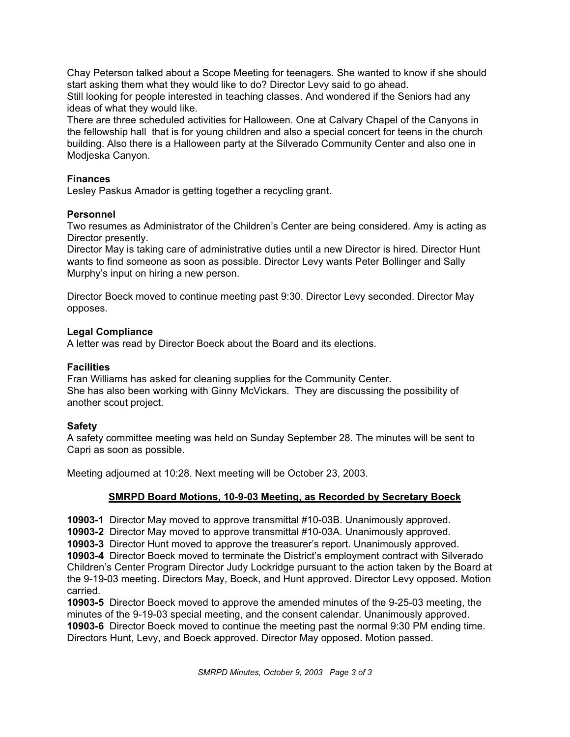Chay Peterson talked about a Scope Meeting for teenagers. She wanted to know if she should start asking them what they would like to do? Director Levy said to go ahead.
Still looking for people interested in teaching classes. And wondered if the Seniors had any ideas of what they would like.
There are three scheduled activities for Halloween. One at Calvary Chapel of the Canyons in the fellowship hall that is for young children and also a special concert for teens in the church building. Also there is a Halloween party at the Silverado Community Center and also one in Modjeska Canyon.

**Finances**
Lesley Paskus Amador is getting together a recycling grant.

**Personnel**
Two resumes as Administrator of the Children's Center are being considered. Amy is acting as Director presently.
Director May is taking care of administrative duties until a new Director is hired. Director Hunt wants to find someone as soon as possible. Director Levy wants Peter Bollinger and Sally Murphy's input on hiring a new person.

Director Boeck moved to continue meeting past 9:30. Director Levy seconded. Director May opposes.

**Legal Compliance**
A letter was read by Director Boeck about the Board and its elections.

**Facilities**
Fran Williams has asked for cleaning supplies for the Community Center.
She has also been working with Ginny McVickars. They are discussing the possibility of another scout project.

**Safety**
A safety committee meeting was held on Sunday September 28. The minutes will be sent to Capri as soon as possible.

Meeting adjourned at 10:28. Next meeting will be October 23, 2003.

## SMRPD Board Motions, 10-9-03 Meeting, as Recorded by Secretary Boeck

**10903-1** Director May moved to approve transmittal #10-03B. Unanimously approved.
**10903-2** Director May moved to approve transmittal #10-03A. Unanimously approved.
**10903-3** Director Hunt moved to approve the treasurer's report. Unanimously approved.
**10903-4** Director Boeck moved to terminate the District's employment contract with Silverado Children's Center Program Director Judy Lockridge pursuant to the action taken by the Board at the 9-19-03 meeting. Directors May, Boeck, and Hunt approved. Director Levy opposed. Motion carried.
**10903-5** Director Boeck moved to approve the amended minutes of the 9-25-03 meeting, the minutes of the 9-19-03 special meeting, and the consent calendar. Unanimously approved.
**10903-6** Director Boeck moved to continue the meeting past the normal 9:30 PM ending time. Directors Hunt, Levy, and Boeck approved. Director May opposed. Motion passed.